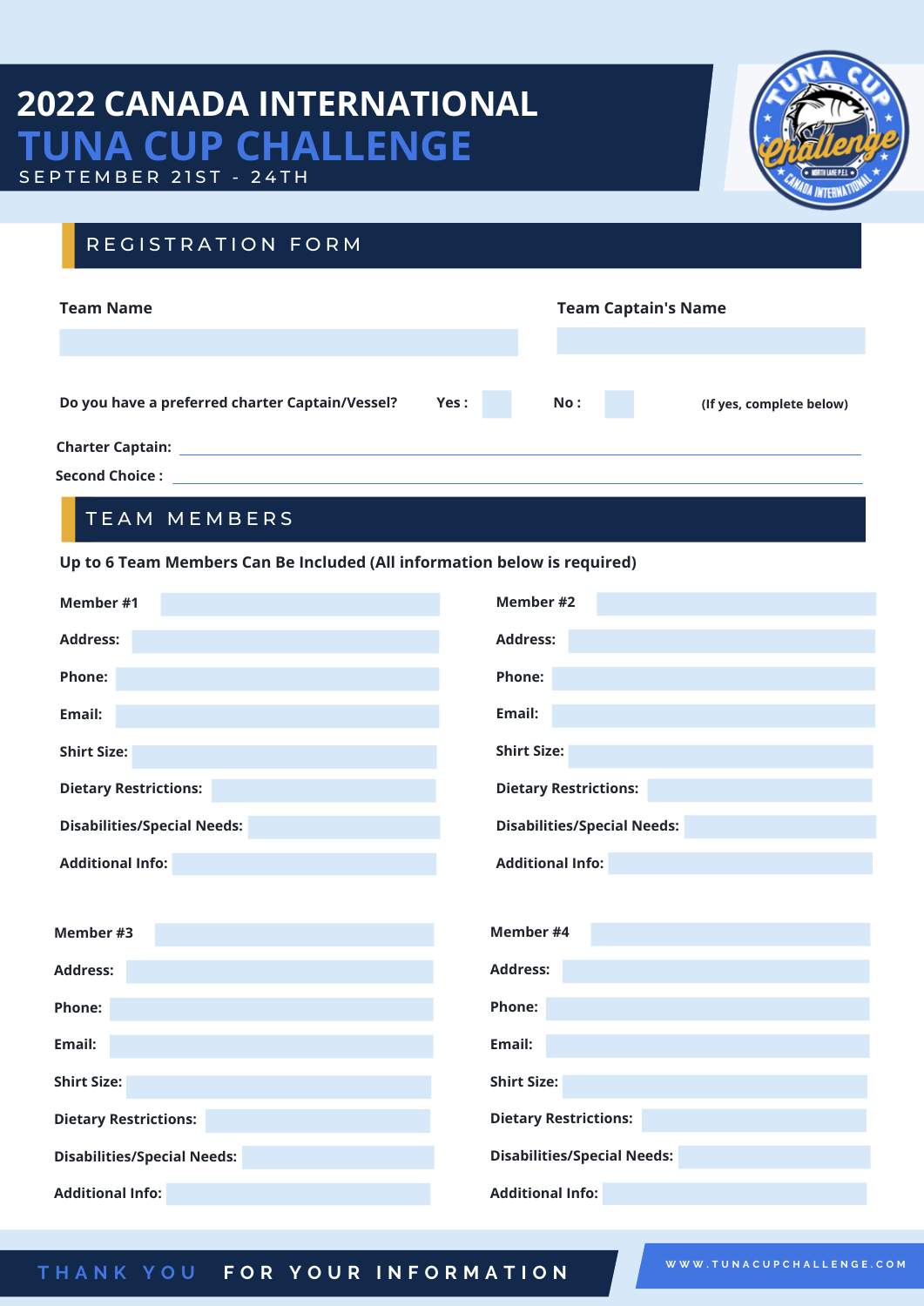# 2022 CANADA INTERNATIONAL TUNA CUP CHALLENGE

SEPTEMBER 21ST - 24TH

## REGISTRATION FORM

**Team Name**

**Team Captain's Name**

**Do you have a preferred charter Captain/Vessel?** **Yes :** **No :** **(If yes, complete below)**

**Charter Captain:**

**Second Choice :**

## TEAM MEMBERS

**Up to 6 Team Members Can Be Included (All information below is required)**

**Member #1**

**Address:**

**Phone:**

**Email:**

**Shirt Size:**

**Dietary Restrictions:**

**Disabilities/Special Needs:**

**Additional Info:**

**Member #2**

**Address:**

**Phone:**

**Email:**

**Shirt Size:**

**Dietary Restrictions:**

**Disabilities/Special Needs:**

**Additional Info:**

**Member #3**

**Address:**

**Phone:**

**Email:**

**Shirt Size:**

**Dietary Restrictions:**

**Disabilities/Special Needs:**

**Additional Info:**

**Member #4**

**Address:**

**Phone:**

**Email:**

**Shirt Size:**

**Dietary Restrictions:**

**Disabilities/Special Needs:**

**Additional Info:**

THANK YOU FOR YOUR INFORMATION

WWW.TUNACUPCHALLENGE.COM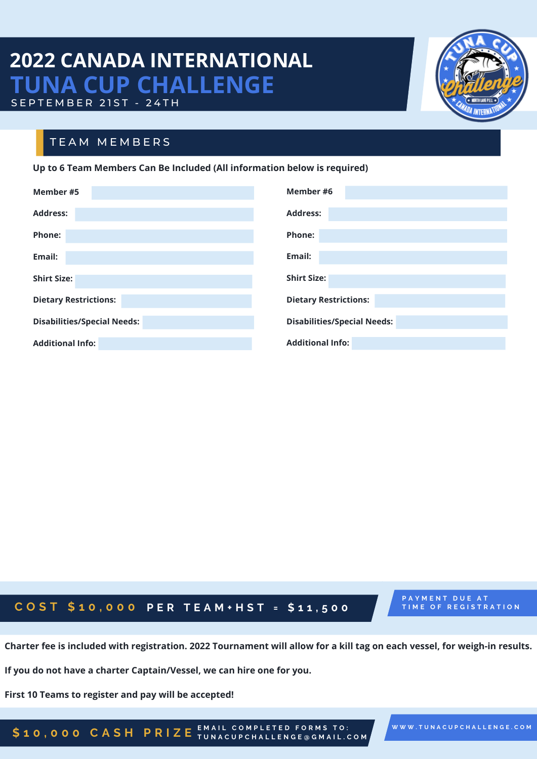# 2022 CANADA INTERNATIONAL TUNA CUP CHALLENGE

SEPTEMBER 21ST - 24TH

## TEAM MEMBERS

**Up to 6 Team Members Can Be Included (All information below is required)**

**Member #5**

**Address:**

**Phone:**

**Email:**

**Shirt Size:**

**Dietary Restrictions:**

**Disabilities/Special Needs:**

**Additional Info:**

**Member #6**

**Address:**

**Phone:**

**Email:**

**Shirt Size:**

**Dietary Restrictions:**

**Disabilities/Special Needs:**

**Additional Info:**

COST $10,000 PER TEAM+HST = $11,500

PAYMENT DUE AT TIME OF REGISTRATION

**Charter fee is included with registration. 2022 Tournament will allow for a kill tag on each vessel, for weigh-in results.**

**If you do not have a charter Captain/Vessel, we can hire one for you.**

**First 10 Teams to register and pay will be accepted!**

$10,000 CASH PRIZE

EMAIL COMPLETED FORMS TO: TUNACUPCHALLENGE@GMAIL.COM

WWW.TUNACUPCHALLENGE.COM